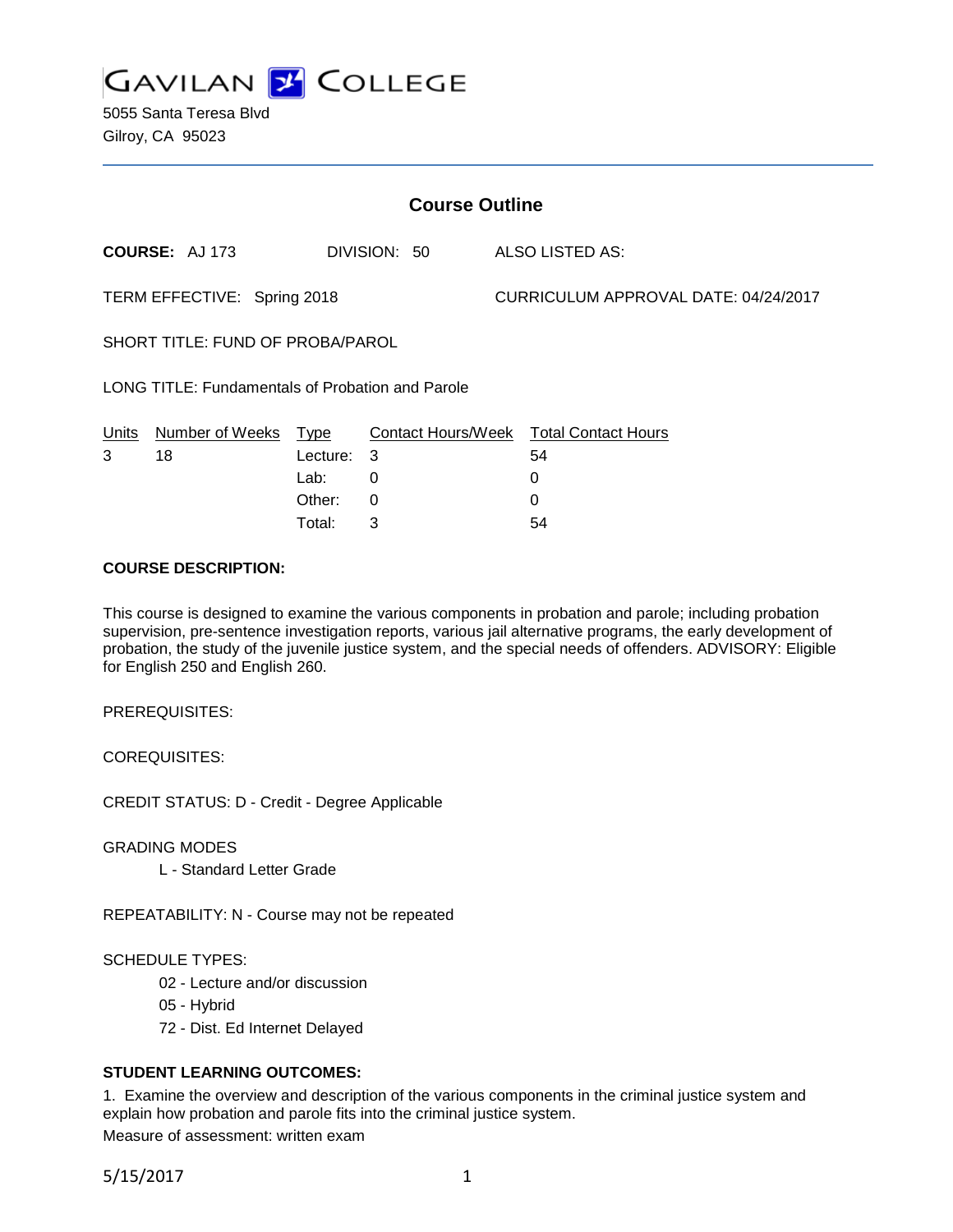# GAVILAN COLLEGE

5055 Santa Teresa Blvd
Gilroy, CA 95023

## Course Outline

**COURSE:** AJ 173 DIVISION: 50 ALSO LISTED AS:

TERM EFFECTIVE: Spring 2018 CURRICULUM APPROVAL DATE: 04/24/2017

SHORT TITLE: FUND OF PROBA/PAROL

LONG TITLE: Fundamentals of Probation and Parole

| Units | Number of Weeks | Type | Contact Hours/Week | Total Contact Hours |
|---|---|---|---|---|
| 3 | 18 | Lecture: | 3 | 54 |
| | | Lab: | 0 | 0 |
| | | Other: | 0 | 0 |
| | | Total: | 3 | 54 |

**COURSE DESCRIPTION:**

This course is designed to examine the various components in probation and parole; including probation supervision, pre-sentence investigation reports, various jail alternative programs, the early development of probation, the study of the juvenile justice system, and the special needs of offenders. ADVISORY: Eligible for English 250 and English 260.

PREREQUISITES:

COREQUISITES:

CREDIT STATUS: D - Credit - Degree Applicable

GRADING MODES

L - Standard Letter Grade

REPEATABILITY: N - Course may not be repeated

SCHEDULE TYPES:

02 - Lecture and/or discussion

05 - Hybrid

72 - Dist. Ed Internet Delayed

**STUDENT LEARNING OUTCOMES:**

1. Examine the overview and description of the various components in the criminal justice system and explain how probation and parole fits into the criminal justice system.

Measure of assessment: written exam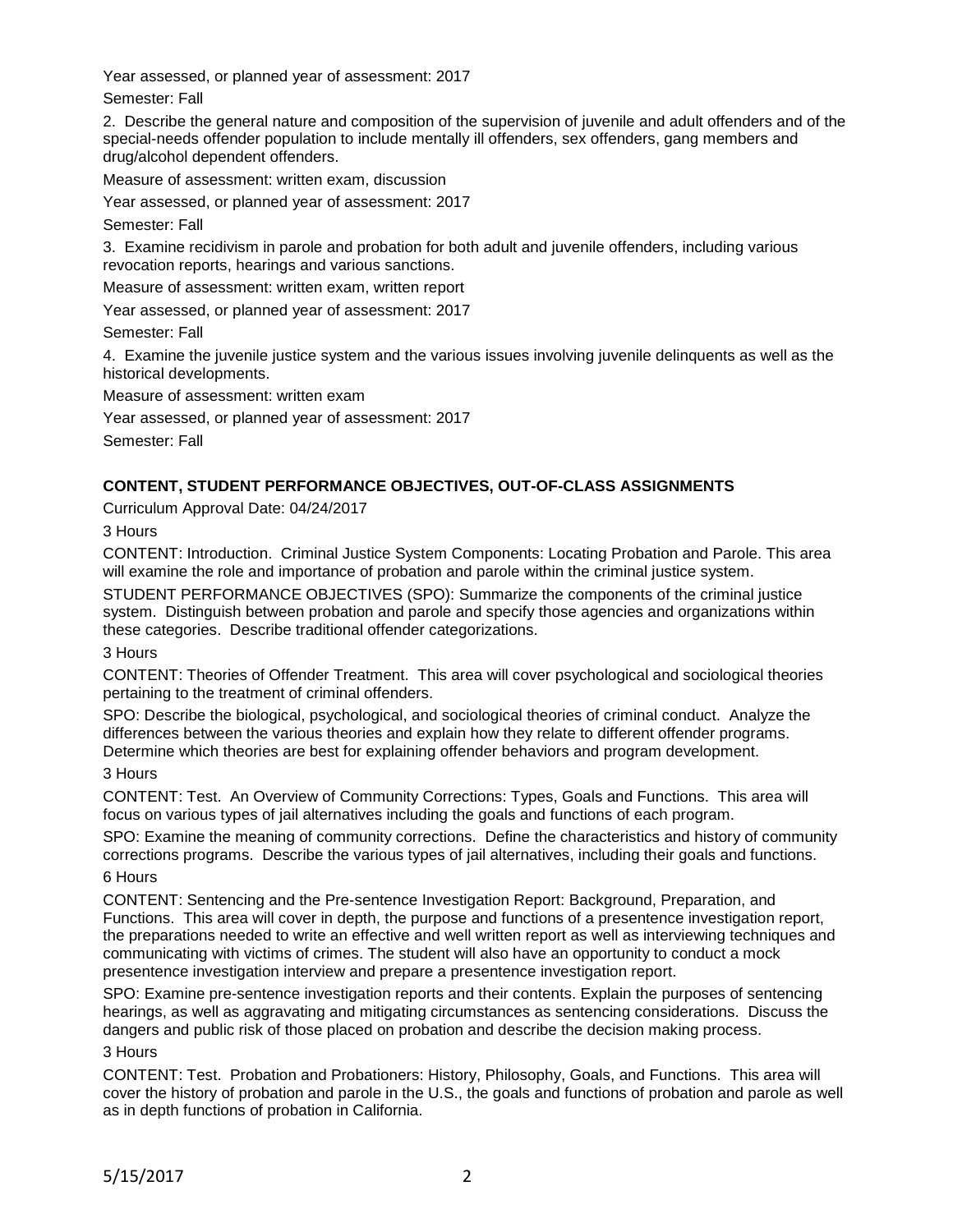Year assessed, or planned year of assessment: 2017

Semester: Fall

2. Describe the general nature and composition of the supervision of juvenile and adult offenders and of the special-needs offender population to include mentally ill offenders, sex offenders, gang members and drug/alcohol dependent offenders.

Measure of assessment: written exam, discussion

Year assessed, or planned year of assessment: 2017

Semester: Fall

3. Examine recidivism in parole and probation for both adult and juvenile offenders, including various revocation reports, hearings and various sanctions.

Measure of assessment: written exam, written report

Year assessed, or planned year of assessment: 2017

Semester: Fall

4. Examine the juvenile justice system and the various issues involving juvenile delinquents as well as the historical developments.

Measure of assessment: written exam

Year assessed, or planned year of assessment: 2017

Semester: Fall

**CONTENT, STUDENT PERFORMANCE OBJECTIVES, OUT-OF-CLASS ASSIGNMENTS**

Curriculum Approval Date: 04/24/2017

3 Hours

CONTENT: Introduction. Criminal Justice System Components: Locating Probation and Parole. This area will examine the role and importance of probation and parole within the criminal justice system.

STUDENT PERFORMANCE OBJECTIVES (SPO): Summarize the components of the criminal justice system. Distinguish between probation and parole and specify those agencies and organizations within these categories. Describe traditional offender categorizations.

3 Hours

CONTENT: Theories of Offender Treatment. This area will cover psychological and sociological theories pertaining to the treatment of criminal offenders.

SPO: Describe the biological, psychological, and sociological theories of criminal conduct. Analyze the differences between the various theories and explain how they relate to different offender programs. Determine which theories are best for explaining offender behaviors and program development.

3 Hours

CONTENT: Test. An Overview of Community Corrections: Types, Goals and Functions. This area will focus on various types of jail alternatives including the goals and functions of each program.

SPO: Examine the meaning of community corrections. Define the characteristics and history of community corrections programs. Describe the various types of jail alternatives, including their goals and functions.

6 Hours

CONTENT: Sentencing and the Pre-sentence Investigation Report: Background, Preparation, and Functions. This area will cover in depth, the purpose and functions of a presentence investigation report, the preparations needed to write an effective and well written report as well as interviewing techniques and communicating with victims of crimes. The student will also have an opportunity to conduct a mock presentence investigation interview and prepare a presentence investigation report.

SPO: Examine pre-sentence investigation reports and their contents. Explain the purposes of sentencing hearings, as well as aggravating and mitigating circumstances as sentencing considerations. Discuss the dangers and public risk of those placed on probation and describe the decision making process.

3 Hours

CONTENT: Test. Probation and Probationers: History, Philosophy, Goals, and Functions. This area will cover the history of probation and parole in the U.S., the goals and functions of probation and parole as well as in depth functions of probation in California.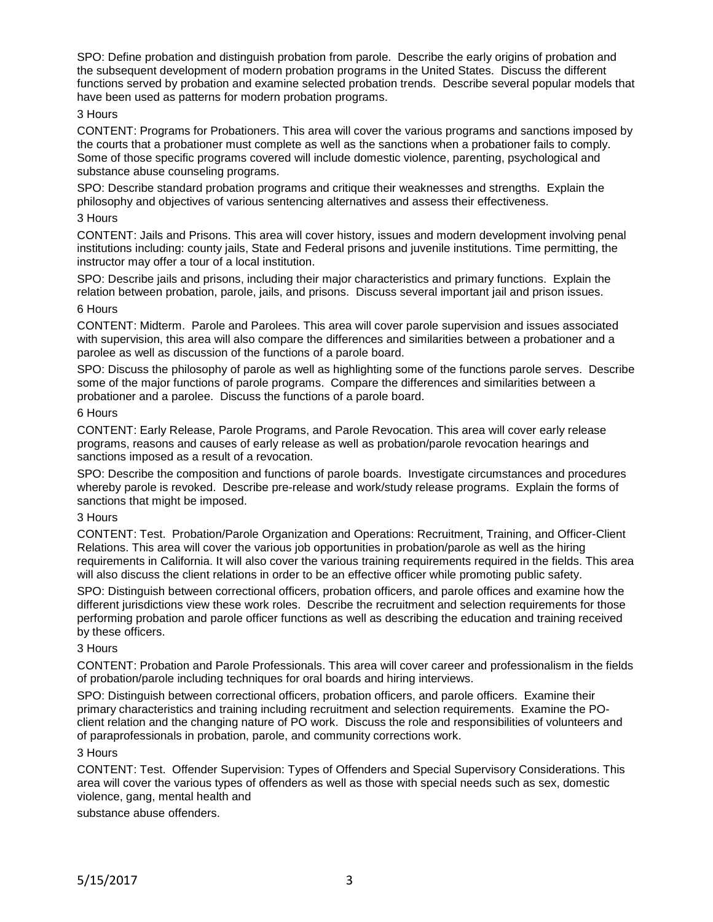SPO: Define probation and distinguish probation from parole. Describe the early origins of probation and the subsequent development of modern probation programs in the United States. Discuss the different functions served by probation and examine selected probation trends. Describe several popular models that have been used as patterns for modern probation programs.

3 Hours

CONTENT: Programs for Probationers. This area will cover the various programs and sanctions imposed by the courts that a probationer must complete as well as the sanctions when a probationer fails to comply. Some of those specific programs covered will include domestic violence, parenting, psychological and substance abuse counseling programs.

SPO: Describe standard probation programs and critique their weaknesses and strengths. Explain the philosophy and objectives of various sentencing alternatives and assess their effectiveness.

3 Hours

CONTENT: Jails and Prisons. This area will cover history, issues and modern development involving penal institutions including: county jails, State and Federal prisons and juvenile institutions. Time permitting, the instructor may offer a tour of a local institution.

SPO: Describe jails and prisons, including their major characteristics and primary functions. Explain the relation between probation, parole, jails, and prisons. Discuss several important jail and prison issues.

6 Hours

CONTENT: Midterm. Parole and Parolees. This area will cover parole supervision and issues associated with supervision, this area will also compare the differences and similarities between a probationer and a parolee as well as discussion of the functions of a parole board.

SPO: Discuss the philosophy of parole as well as highlighting some of the functions parole serves. Describe some of the major functions of parole programs. Compare the differences and similarities between a probationer and a parolee. Discuss the functions of a parole board.

6 Hours

CONTENT: Early Release, Parole Programs, and Parole Revocation. This area will cover early release programs, reasons and causes of early release as well as probation/parole revocation hearings and sanctions imposed as a result of a revocation.

SPO: Describe the composition and functions of parole boards. Investigate circumstances and procedures whereby parole is revoked. Describe pre-release and work/study release programs. Explain the forms of sanctions that might be imposed.

3 Hours

CONTENT: Test. Probation/Parole Organization and Operations: Recruitment, Training, and Officer-Client Relations. This area will cover the various job opportunities in probation/parole as well as the hiring requirements in California. It will also cover the various training requirements required in the fields. This area will also discuss the client relations in order to be an effective officer while promoting public safety.

SPO: Distinguish between correctional officers, probation officers, and parole offices and examine how the different jurisdictions view these work roles. Describe the recruitment and selection requirements for those performing probation and parole officer functions as well as describing the education and training received by these officers.

3 Hours

CONTENT: Probation and Parole Professionals. This area will cover career and professionalism in the fields of probation/parole including techniques for oral boards and hiring interviews.

SPO: Distinguish between correctional officers, probation officers, and parole officers. Examine their primary characteristics and training including recruitment and selection requirements. Examine the PO-client relation and the changing nature of PO work. Discuss the role and responsibilities of volunteers and of paraprofessionals in probation, parole, and community corrections work.

3 Hours

CONTENT: Test. Offender Supervision: Types of Offenders and Special Supervisory Considerations. This area will cover the various types of offenders as well as those with special needs such as sex, domestic violence, gang, mental health and

substance abuse offenders.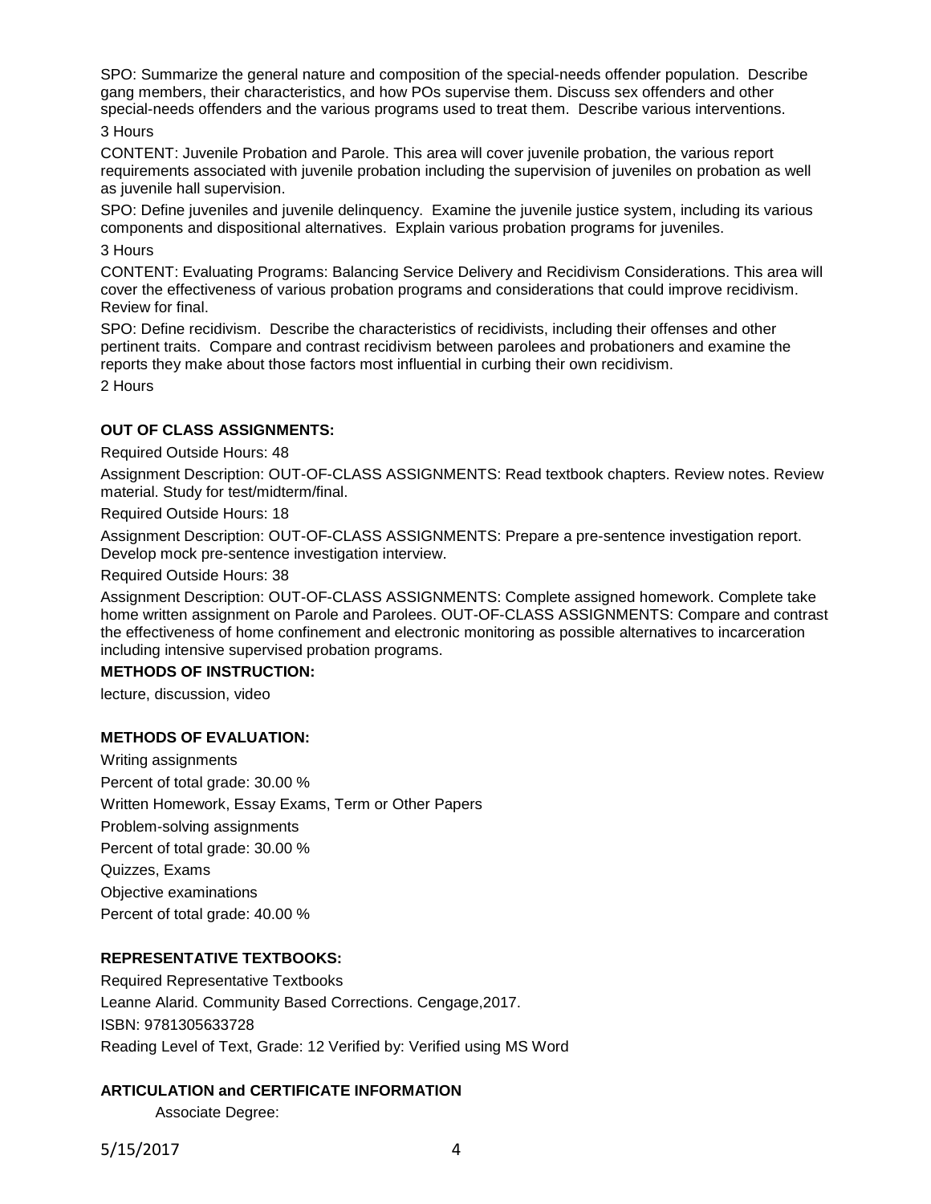SPO: Summarize the general nature and composition of the special-needs offender population. Describe gang members, their characteristics, and how POs supervise them. Discuss sex offenders and other special-needs offenders and the various programs used to treat them. Describe various interventions.

3 Hours

CONTENT: Juvenile Probation and Parole. This area will cover juvenile probation, the various report requirements associated with juvenile probation including the supervision of juveniles on probation as well as juvenile hall supervision.

SPO: Define juveniles and juvenile delinquency. Examine the juvenile justice system, including its various components and dispositional alternatives. Explain various probation programs for juveniles.

3 Hours

CONTENT: Evaluating Programs: Balancing Service Delivery and Recidivism Considerations. This area will cover the effectiveness of various probation programs and considerations that could improve recidivism. Review for final.

SPO: Define recidivism. Describe the characteristics of recidivists, including their offenses and other pertinent traits. Compare and contrast recidivism between parolees and probationers and examine the reports they make about those factors most influential in curbing their own recidivism.

2 Hours

**OUT OF CLASS ASSIGNMENTS:**

Required Outside Hours: 48

Assignment Description: OUT-OF-CLASS ASSIGNMENTS: Read textbook chapters. Review notes. Review material. Study for test/midterm/final.

Required Outside Hours: 18

Assignment Description: OUT-OF-CLASS ASSIGNMENTS: Prepare a pre-sentence investigation report. Develop mock pre-sentence investigation interview.

Required Outside Hours: 38

Assignment Description: OUT-OF-CLASS ASSIGNMENTS: Complete assigned homework. Complete take home written assignment on Parole and Parolees. OUT-OF-CLASS ASSIGNMENTS: Compare and contrast the effectiveness of home confinement and electronic monitoring as possible alternatives to incarceration including intensive supervised probation programs.

**METHODS OF INSTRUCTION:**

lecture, discussion, video

**METHODS OF EVALUATION:**

Writing assignments

Percent of total grade: 30.00 %

Written Homework, Essay Exams, Term or Other Papers

Problem-solving assignments

Percent of total grade: 30.00 %

Quizzes, Exams

Objective examinations

Percent of total grade: 40.00 %

**REPRESENTATIVE TEXTBOOKS:**

Required Representative Textbooks

Leanne Alarid. Community Based Corrections. Cengage,2017.

ISBN: 9781305633728

Reading Level of Text, Grade: 12 Verified by: Verified using MS Word

**ARTICULATION and CERTIFICATE INFORMATION**

Associate Degree: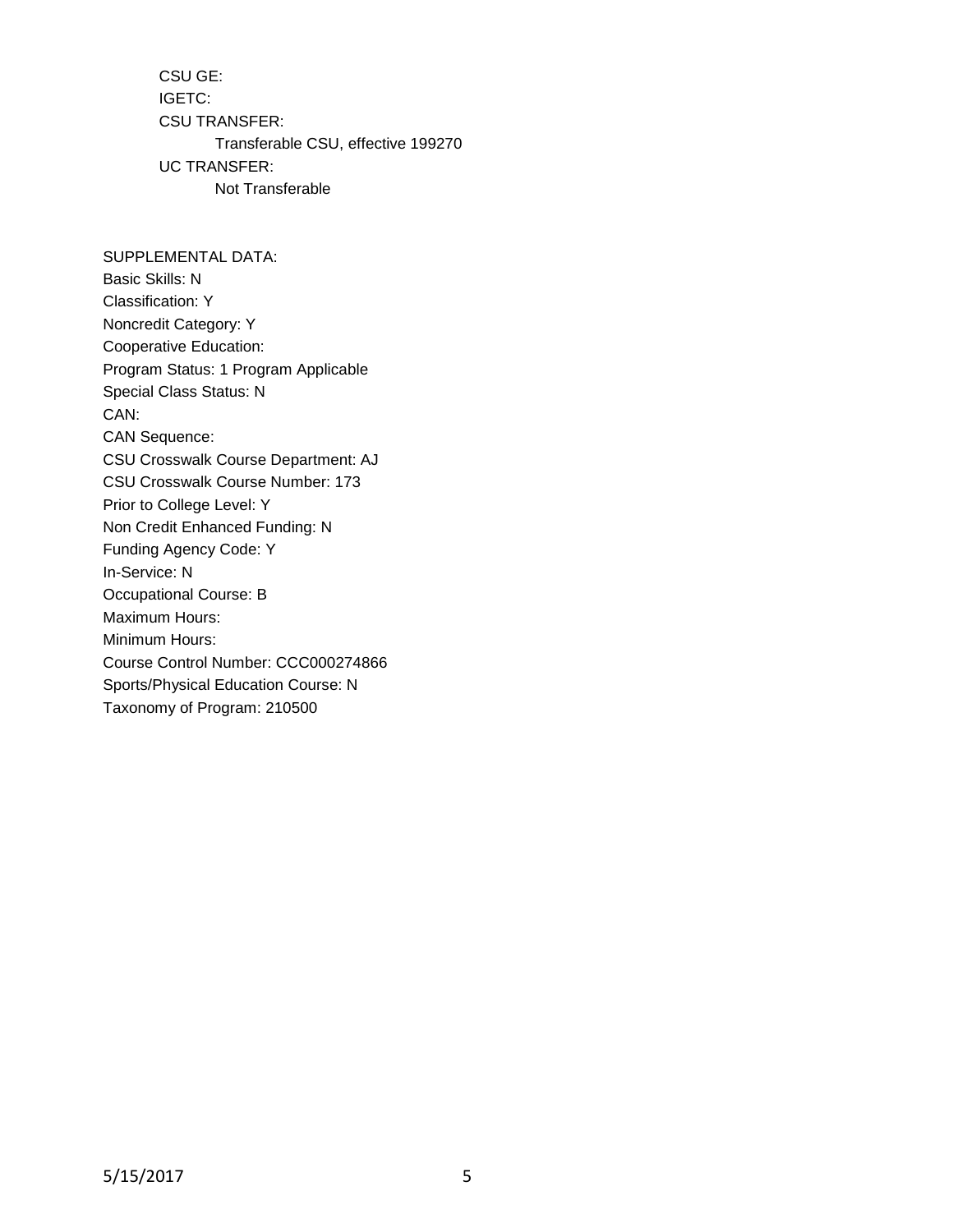CSU GE:

IGETC:

CSU TRANSFER:

- Transferable CSU, effective 199270

UC TRANSFER:

- Not Transferable

SUPPLEMENTAL DATA:
Basic Skills: N
Classification: Y
Noncredit Category: Y
Cooperative Education:
Program Status: 1 Program Applicable
Special Class Status: N
CAN:
CAN Sequence:
CSU Crosswalk Course Department: AJ
CSU Crosswalk Course Number: 173
Prior to College Level: Y
Non Credit Enhanced Funding: N
Funding Agency Code: Y
In-Service: N
Occupational Course: B
Maximum Hours:
Minimum Hours:
Course Control Number: CCC000274866
Sports/Physical Education Course: N
Taxonomy of Program: 210500